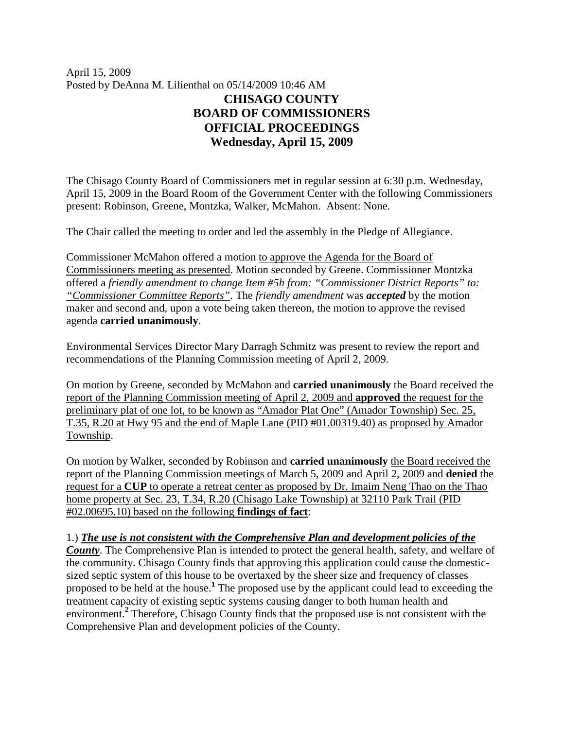April 15, 2009
Posted by DeAnna M. Lilienthal on 05/14/2009 10:46 AM

# CHISAGO COUNTY
# BOARD OF COMMISSIONERS
# OFFICIAL PROCEEDINGS
# Wednesday, April 15, 2009

The Chisago County Board of Commissioners met in regular session at 6:30 p.m. Wednesday, April 15, 2009 in the Board Room of the Government Center with the following Commissioners present: Robinson, Greene, Montzka, Walker, McMahon. Absent: None.

The Chair called the meeting to order and led the assembly in the Pledge of Allegiance.

Commissioner McMahon offered a motion to approve the Agenda for the Board of Commissioners meeting as presented. Motion seconded by Greene. Commissioner Montzka offered a *friendly amendment to change Item #5h from: "Commissioner District Reports" to: "Commissioner Committee Reports"*. The *friendly amendment* was ***accepted*** by the motion maker and second and, upon a vote being taken thereon, the motion to approve the revised agenda **carried unanimously**.

Environmental Services Director Mary Darragh Schmitz was present to review the report and recommendations of the Planning Commission meeting of April 2, 2009.

On motion by Greene, seconded by McMahon and **carried unanimously** the Board received the report of the Planning Commission meeting of April 2, 2009 and **approved** the request for the preliminary plat of one lot, to be known as "Amador Plat One" (Amador Township) Sec. 25, T.35, R.20 at Hwy 95 and the end of Maple Lane (PID #01.00319.40) as proposed by Amador Township.

On motion by Walker, seconded by Robinson and **carried unanimously** the Board received the report of the Planning Commission meetings of March 5, 2009 and April 2, 2009 and **denied** the request for a **CUP** to operate a retreat center as proposed by Dr. Imaim Neng Thao on the Thao home property at Sec. 23, T.34, R.20 (Chisago Lake Township) at 32110 Park Trail (PID #02.00695.10) based on the following **findings of fact**:

1.) ***The use is not consistent with the Comprehensive Plan and development policies of the County***. The Comprehensive Plan is intended to protect the general health, safety, and welfare of the community. Chisago County finds that approving this application could cause the domestic-sized septic system of this house to be overtaxed by the sheer size and frequency of classes proposed to be held at the house.[1] The proposed use by the applicant could lead to exceeding the treatment capacity of existing septic systems causing danger to both human health and environment.[2] Therefore, Chisago County finds that the proposed use is not consistent with the Comprehensive Plan and development policies of the County.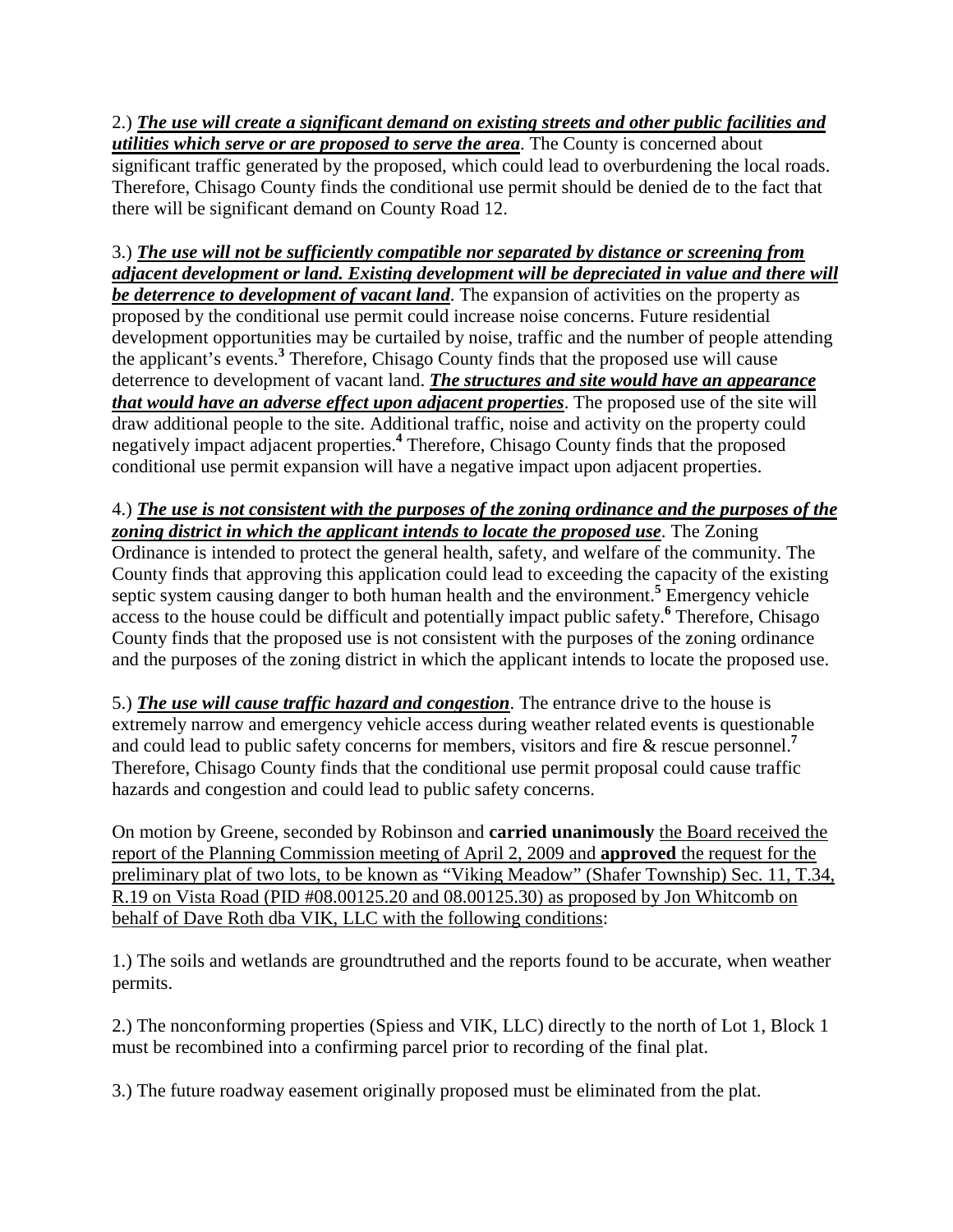2.) ***<u>The use will create a significant demand on existing streets and other public facilities and utilities which serve or are proposed to serve the area</u>***. The County is concerned about significant traffic generated by the proposed, which could lead to overburdening the local roads. Therefore, Chisago County finds the conditional use permit should be denied de to the fact that there will be significant demand on County Road 12.

3.) ***<u>The use will not be sufficiently compatible nor separated by distance or screening from adjacent development or land. Existing development will be depreciated in value and there will be deterrence to development of vacant land</u>***. The expansion of activities on the property as proposed by the conditional use permit could increase noise concerns. Future residential development opportunities may be curtailed by noise, traffic and the number of people attending the applicant's events.[3] Therefore, Chisago County finds that the proposed use will cause deterrence to development of vacant land. ***<u>The structures and site would have an appearance that would have an adverse effect upon adjacent properties</u>***. The proposed use of the site will draw additional people to the site. Additional traffic, noise and activity on the property could negatively impact adjacent properties.[4] Therefore, Chisago County finds that the proposed conditional use permit expansion will have a negative impact upon adjacent properties.

4.) ***<u>The use is not consistent with the purposes of the zoning ordinance and the purposes of the zoning district in which the applicant intends to locate the proposed use</u>***. The Zoning Ordinance is intended to protect the general health, safety, and welfare of the community. The County finds that approving this application could lead to exceeding the capacity of the existing septic system causing danger to both human health and the environment.[5] Emergency vehicle access to the house could be difficult and potentially impact public safety.[6] Therefore, Chisago County finds that the proposed use is not consistent with the purposes of the zoning ordinance and the purposes of the zoning district in which the applicant intends to locate the proposed use.

5.) ***<u>The use will cause traffic hazard and congestion</u>***. The entrance drive to the house is extremely narrow and emergency vehicle access during weather related events is questionable and could lead to public safety concerns for members, visitors and fire & rescue personnel.[7] Therefore, Chisago County finds that the conditional use permit proposal could cause traffic hazards and congestion and could lead to public safety concerns.

On motion by Greene, seconded by Robinson and **carried unanimously** <u>the Board received the report of the Planning Commission meeting of April 2, 2009 and **approved** the request for the preliminary plat of two lots, to be known as "Viking Meadow" (Shafer Township) Sec. 11, T.34, R.19 on Vista Road (PID #08.00125.20 and 08.00125.30) as proposed by Jon Whitcomb on behalf of Dave Roth dba VIK, LLC with the following conditions</u>:

1.) The soils and wetlands are groundtruthed and the reports found to be accurate, when weather permits.

2.) The nonconforming properties (Spiess and VIK, LLC) directly to the north of Lot 1, Block 1 must be recombined into a confirming parcel prior to recording of the final plat.

3.) The future roadway easement originally proposed must be eliminated from the plat.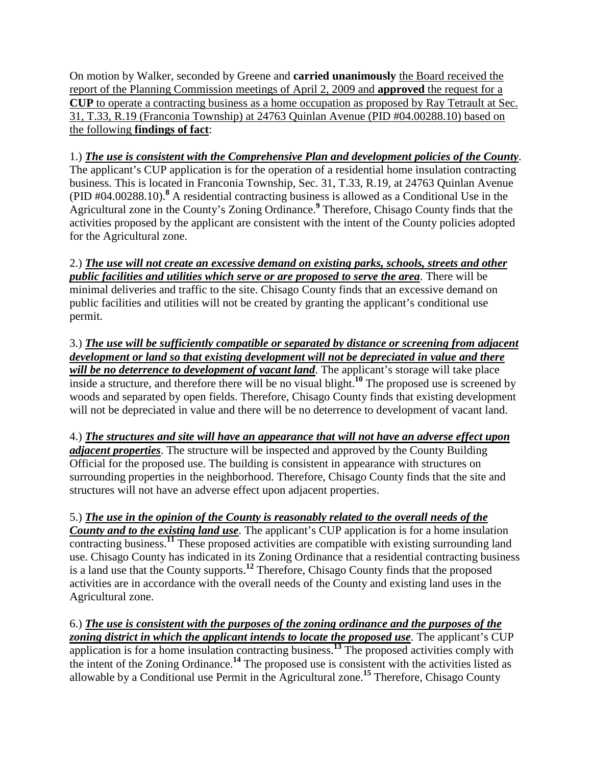On motion by Walker, seconded by Greene and **carried unanimously** <u>the Board received the report of the Planning Commission meetings of April 2, 2009 and **approved** the request for a **CUP** to operate a contracting business as a home occupation as proposed by Ray Tetrault at Sec. 31, T.33, R.19 (Franconia Township) at 24763 Quinlan Avenue (PID #04.00288.10) based on the following **findings of fact**</u>:

1.) ***<u>The use is consistent with the Comprehensive Plan and development policies of the County</u>***. The applicant's CUP application is for the operation of a residential home insulation contracting business. This is located in Franconia Township, Sec. 31, T.33, R.19, at 24763 Quinlan Avenue (PID #04.00288.10).[8] A residential contracting business is allowed as a Conditional Use in the Agricultural zone in the County's Zoning Ordinance.[9] Therefore, Chisago County finds that the activities proposed by the applicant are consistent with the intent of the County policies adopted for the Agricultural zone.

2.) ***<u>The use will not create an excessive demand on existing parks, schools, streets and other public facilities and utilities which serve or are proposed to serve the area</u>***. There will be minimal deliveries and traffic to the site. Chisago County finds that an excessive demand on public facilities and utilities will not be created by granting the applicant's conditional use permit.

3.) ***<u>The use will be sufficiently compatible or separated by distance or screening from adjacent development or land so that existing development will not be depreciated in value and there will be no deterrence to development of vacant land</u>***. The applicant's storage will take place inside a structure, and therefore there will be no visual blight.[10] The proposed use is screened by woods and separated by open fields. Therefore, Chisago County finds that existing development will not be depreciated in value and there will be no deterrence to development of vacant land.

4.) ***<u>The structures and site will have an appearance that will not have an adverse effect upon adjacent properties</u>***. The structure will be inspected and approved by the County Building Official for the proposed use. The building is consistent in appearance with structures on surrounding properties in the neighborhood. Therefore, Chisago County finds that the site and structures will not have an adverse effect upon adjacent properties.

5.) ***<u>The use in the opinion of the County is reasonably related to the overall needs of the County and to the existing land use</u>***. The applicant's CUP application is for a home insulation contracting business.[11] These proposed activities are compatible with existing surrounding land use. Chisago County has indicated in its Zoning Ordinance that a residential contracting business is a land use that the County supports.[12] Therefore, Chisago County finds that the proposed activities are in accordance with the overall needs of the County and existing land uses in the Agricultural zone.

6.) ***<u>The use is consistent with the purposes of the zoning ordinance and the purposes of the zoning district in which the applicant intends to locate the proposed use</u>***. The applicant's CUP application is for a home insulation contracting business.[13] The proposed activities comply with the intent of the Zoning Ordinance.[14] The proposed use is consistent with the activities listed as allowable by a Conditional use Permit in the Agricultural zone.[15] Therefore, Chisago County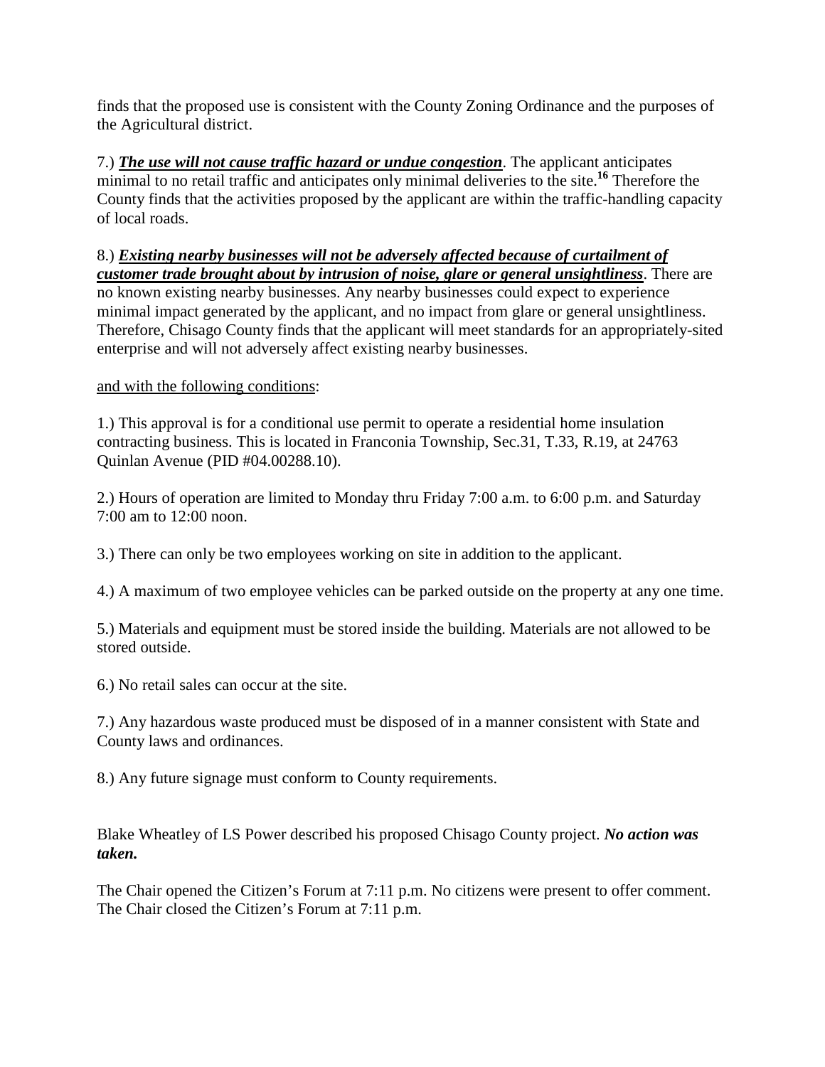finds that the proposed use is consistent with the County Zoning Ordinance and the purposes of the Agricultural district.

7.) ***The use will not cause traffic hazard or undue congestion***. The applicant anticipates minimal to no retail traffic and anticipates only minimal deliveries to the site.[16] Therefore the County finds that the activities proposed by the applicant are within the traffic-handling capacity of local roads.

8.) ***Existing nearby businesses will not be adversely affected because of curtailment of customer trade brought about by intrusion of noise, glare or general unsightliness***. There are no known existing nearby businesses. Any nearby businesses could expect to experience minimal impact generated by the applicant, and no impact from glare or general unsightliness. Therefore, Chisago County finds that the applicant will meet standards for an appropriately-sited enterprise and will not adversely affect existing nearby businesses.

and with the following conditions:

1.) This approval is for a conditional use permit to operate a residential home insulation contracting business. This is located in Franconia Township, Sec.31, T.33, R.19, at 24763 Quinlan Avenue (PID #04.00288.10).

2.) Hours of operation are limited to Monday thru Friday 7:00 a.m. to 6:00 p.m. and Saturday 7:00 am to 12:00 noon.

3.) There can only be two employees working on site in addition to the applicant.

4.) A maximum of two employee vehicles can be parked outside on the property at any one time.

5.) Materials and equipment must be stored inside the building. Materials are not allowed to be stored outside.

6.) No retail sales can occur at the site.

7.) Any hazardous waste produced must be disposed of in a manner consistent with State and County laws and ordinances.

8.) Any future signage must conform to County requirements.

Blake Wheatley of LS Power described his proposed Chisago County project. ***No action was taken.***

The Chair opened the Citizen's Forum at 7:11 p.m. No citizens were present to offer comment. The Chair closed the Citizen's Forum at 7:11 p.m.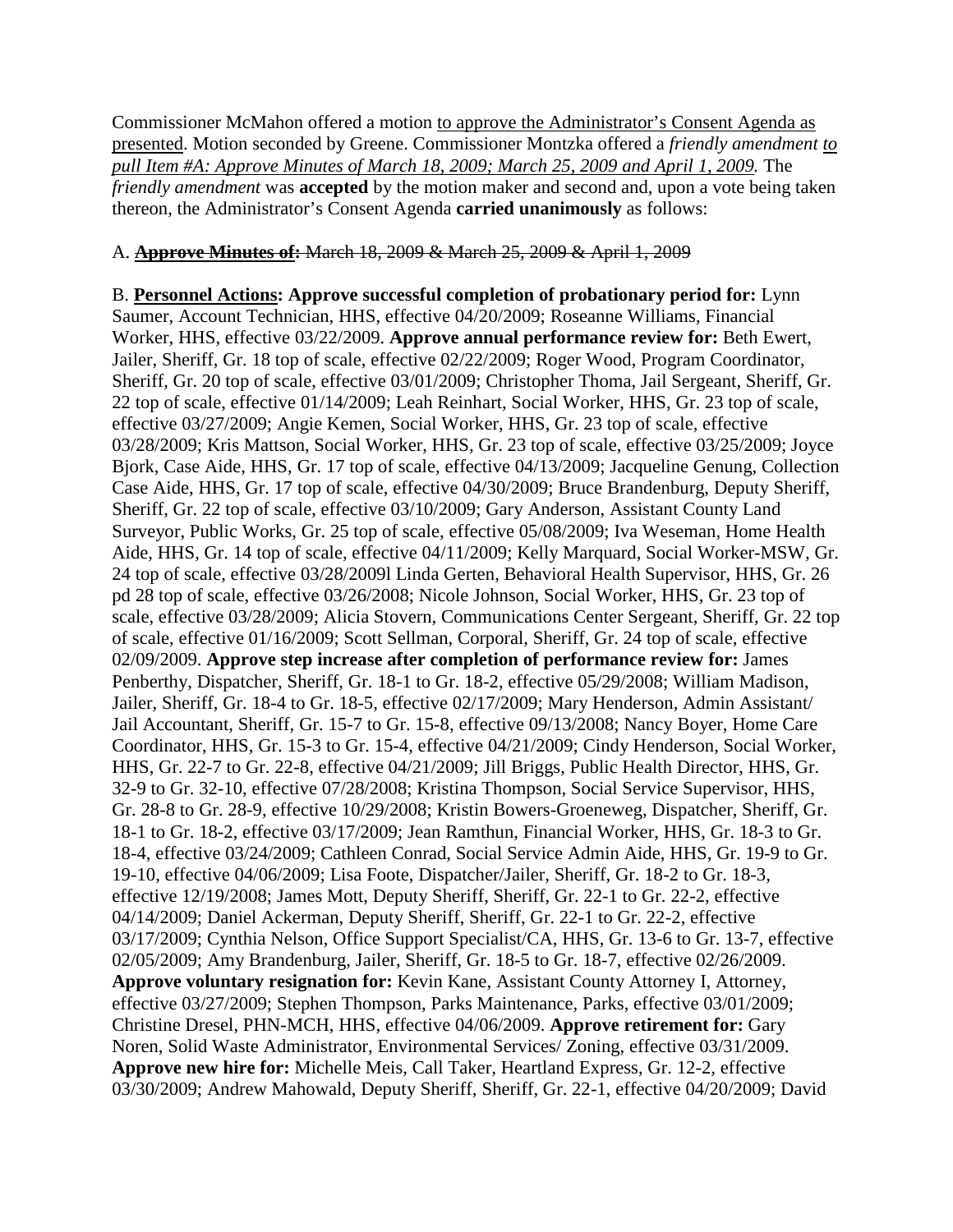Commissioner McMahon offered a motion <u>to approve the Administrator's Consent Agenda as presented</u>. Motion seconded by Greene. Commissioner Montzka offered a *friendly amendment <u>to pull Item #A: Approve Minutes of March 18, 2009; March 25, 2009 and April 1, 2009</u>.* The *friendly amendment* was **accepted** by the motion maker and second and, upon a vote being taken thereon, the Administrator's Consent Agenda **carried unanimously** as follows:

A. ~~**<u>Approve Minutes of:</u>** March 18, 2009 & March 25, 2009 & April 1, 2009~~

B. **<u>Personnel Actions</u>: Approve successful completion of probationary period for:** Lynn Saumer, Account Technician, HHS, effective 04/20/2009; Roseanne Williams, Financial Worker, HHS, effective 03/22/2009. **Approve annual performance review for:** Beth Ewert, Jailer, Sheriff, Gr. 18 top of scale, effective 02/22/2009; Roger Wood, Program Coordinator, Sheriff, Gr. 20 top of scale, effective 03/01/2009; Christopher Thoma, Jail Sergeant, Sheriff, Gr. 22 top of scale, effective 01/14/2009; Leah Reinhart, Social Worker, HHS, Gr. 23 top of scale, effective 03/27/2009; Angie Kemen, Social Worker, HHS, Gr. 23 top of scale, effective 03/28/2009; Kris Mattson, Social Worker, HHS, Gr. 23 top of scale, effective 03/25/2009; Joyce Bjork, Case Aide, HHS, Gr. 17 top of scale, effective 04/13/2009; Jacqueline Genung, Collection Case Aide, HHS, Gr. 17 top of scale, effective 04/30/2009; Bruce Brandenburg, Deputy Sheriff, Sheriff, Gr. 22 top of scale, effective 03/10/2009; Gary Anderson, Assistant County Land Surveyor, Public Works, Gr. 25 top of scale, effective 05/08/2009; Iva Weseman, Home Health Aide, HHS, Gr. 14 top of scale, effective 04/11/2009; Kelly Marquard, Social Worker-MSW, Gr. 24 top of scale, effective 03/28/2009l Linda Gerten, Behavioral Health Supervisor, HHS, Gr. 26 pd 28 top of scale, effective 03/26/2008; Nicole Johnson, Social Worker, HHS, Gr. 23 top of scale, effective 03/28/2009; Alicia Stovern, Communications Center Sergeant, Sheriff, Gr. 22 top of scale, effective 01/16/2009; Scott Sellman, Corporal, Sheriff, Gr. 24 top of scale, effective 02/09/2009. **Approve step increase after completion of performance review for:** James Penberthy, Dispatcher, Sheriff, Gr. 18-1 to Gr. 18-2, effective 05/29/2008; William Madison, Jailer, Sheriff, Gr. 18-4 to Gr. 18-5, effective 02/17/2009; Mary Henderson, Admin Assistant/ Jail Accountant, Sheriff, Gr. 15-7 to Gr. 15-8, effective 09/13/2008; Nancy Boyer, Home Care Coordinator, HHS, Gr. 15-3 to Gr. 15-4, effective 04/21/2009; Cindy Henderson, Social Worker, HHS, Gr. 22-7 to Gr. 22-8, effective 04/21/2009; Jill Briggs, Public Health Director, HHS, Gr. 32-9 to Gr. 32-10, effective 07/28/2008; Kristina Thompson, Social Service Supervisor, HHS, Gr. 28-8 to Gr. 28-9, effective 10/29/2008; Kristin Bowers-Groeneweg, Dispatcher, Sheriff, Gr. 18-1 to Gr. 18-2, effective 03/17/2009; Jean Ramthun, Financial Worker, HHS, Gr. 18-3 to Gr. 18-4, effective 03/24/2009; Cathleen Conrad, Social Service Admin Aide, HHS, Gr. 19-9 to Gr. 19-10, effective 04/06/2009; Lisa Foote, Dispatcher/Jailer, Sheriff, Gr. 18-2 to Gr. 18-3, effective 12/19/2008; James Mott, Deputy Sheriff, Sheriff, Gr. 22-1 to Gr. 22-2, effective 04/14/2009; Daniel Ackerman, Deputy Sheriff, Sheriff, Gr. 22-1 to Gr. 22-2, effective 03/17/2009; Cynthia Nelson, Office Support Specialist/CA, HHS, Gr. 13-6 to Gr. 13-7, effective 02/05/2009; Amy Brandenburg, Jailer, Sheriff, Gr. 18-5 to Gr. 18-7, effective 02/26/2009. **Approve voluntary resignation for:** Kevin Kane, Assistant County Attorney I, Attorney, effective 03/27/2009; Stephen Thompson, Parks Maintenance, Parks, effective 03/01/2009; Christine Dresel, PHN-MCH, HHS, effective 04/06/2009. **Approve retirement for:** Gary Noren, Solid Waste Administrator, Environmental Services/ Zoning, effective 03/31/2009. **Approve new hire for:** Michelle Meis, Call Taker, Heartland Express, Gr. 12-2, effective 03/30/2009; Andrew Mahowald, Deputy Sheriff, Sheriff, Gr. 22-1, effective 04/20/2009; David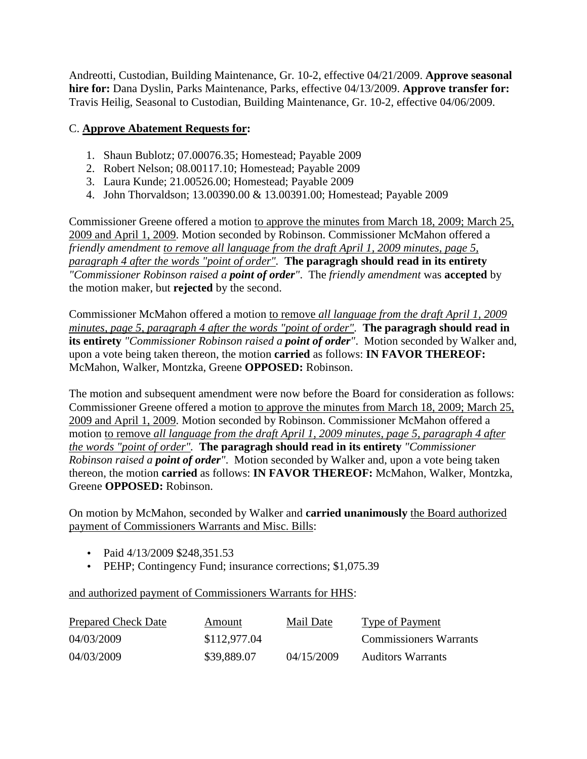Andreotti, Custodian, Building Maintenance, Gr. 10-2, effective 04/21/2009. **Approve seasonal hire for:** Dana Dyslin, Parks Maintenance, Parks, effective 04/13/2009. **Approve transfer for:** Travis Heilig, Seasonal to Custodian, Building Maintenance, Gr. 10-2, effective 04/06/2009.

C. **<u>Approve Abatement Requests for</u>:**

1. Shaun Bublotz; 07.00076.35; Homestead; Payable 2009
2. Robert Nelson; 08.00117.10; Homestead; Payable 2009
3. Laura Kunde; 21.00526.00; Homestead; Payable 2009
4. John Thorvaldson; 13.00390.00 & 13.00391.00; Homestead; Payable 2009

Commissioner Greene offered a motion <u>to approve the minutes from March 18, 2009; March 25, 2009 and April 1, 2009</u>. Motion seconded by Robinson. Commissioner McMahon offered a *friendly amendment* <u>*to remove all language from the draft April 1, 2009 minutes, page 5, paragraph 4 after the words "point of order"*</u>. **The paragragh should read in its entirety** *"Commissioner Robinson raised a **point of order**"*. The *friendly amendment* was **accepted** by the motion maker, but **rejected** by the second.

Commissioner McMahon offered a motion <u>to remove *all language from the draft April 1, 2009 minutes, page 5, paragraph 4 after the words "point of order"*</u>. **The paragragh should read in its entirety** *"Commissioner Robinson raised a **point of order**"*. Motion seconded by Walker and, upon a vote being taken thereon, the motion **carried** as follows: **IN FAVOR THEREOF:** McMahon, Walker, Montzka, Greene **OPPOSED:** Robinson.

The motion and subsequent amendment were now before the Board for consideration as follows: Commissioner Greene offered a motion <u>to approve the minutes from March 18, 2009; March 25, 2009 and April 1, 2009</u>. Motion seconded by Robinson. Commissioner McMahon offered a motion <u>to remove *all language from the draft April 1, 2009 minutes, page 5, paragraph 4 after the words "point of order"*</u>. **The paragragh should read in its entirety** *"Commissioner Robinson raised a **point of order**"*. Motion seconded by Walker and, upon a vote being taken thereon, the motion **carried** as follows: **IN FAVOR THEREOF:** McMahon, Walker, Montzka, Greene **OPPOSED:** Robinson.

On motion by McMahon, seconded by Walker and **carried unanimously** <u>the Board authorized payment of Commissioners Warrants and Misc. Bills</u>:

- Paid 4/13/2009 $248,351.53
- PEHP; Contingency Fund; insurance corrections; $1,075.39

<u>and authorized payment of Commissioners Warrants for HHS</u>:

| Prepared Check Date | Amount | Mail Date | Type of Payment |
|---|---|---|---|
| 04/03/2009 | $112,977.04 | | Commissioners Warrants |
| 04/03/2009 | $39,889.07 | 04/15/2009 | Auditors Warrants |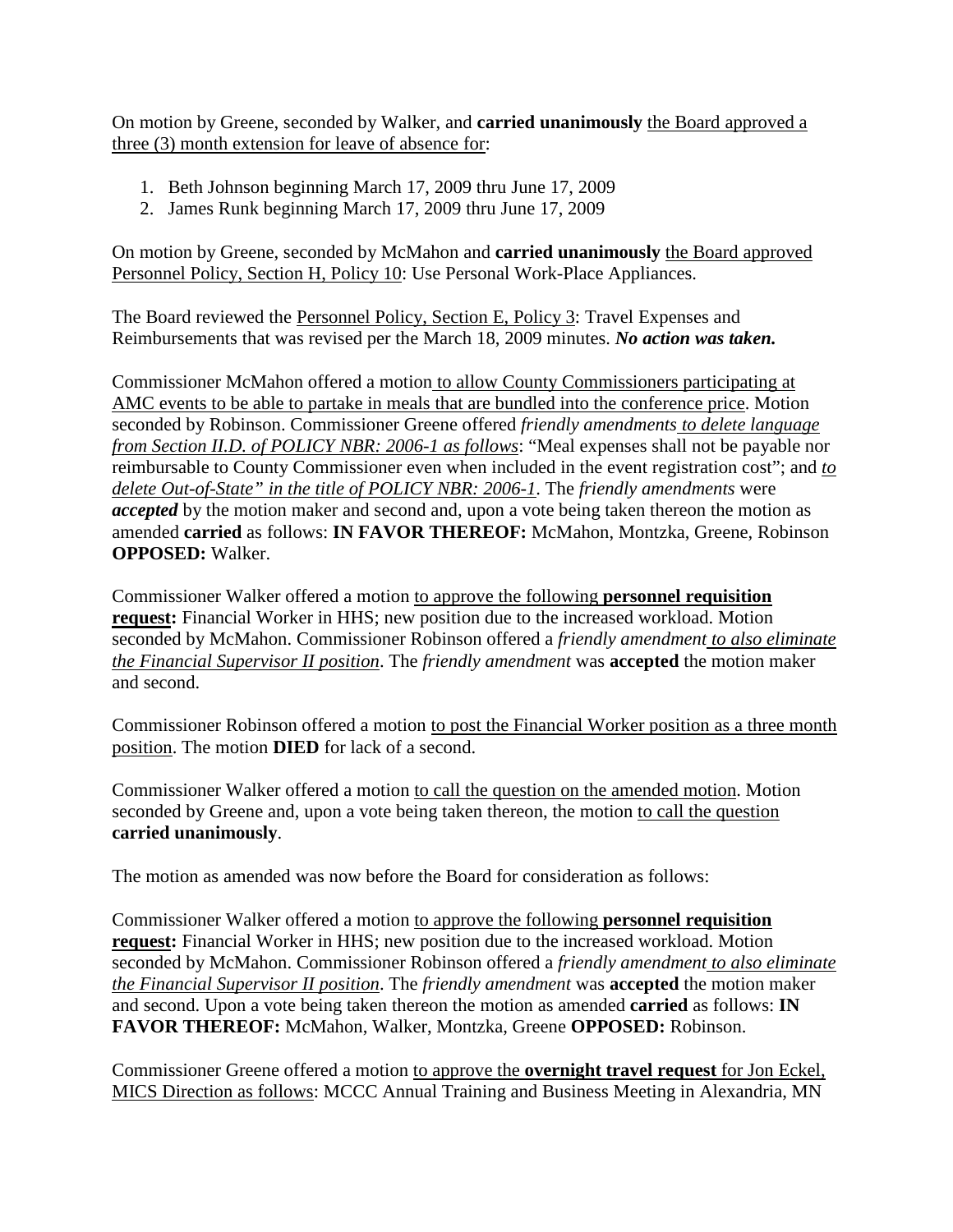On motion by Greene, seconded by Walker, and **carried unanimously** <u>the Board approved a three (3) month extension for leave of absence for</u>:

1. Beth Johnson beginning March 17, 2009 thru June 17, 2009
2. James Runk beginning March 17, 2009 thru June 17, 2009

On motion by Greene, seconded by McMahon and **carried unanimously** <u>the Board approved Personnel Policy, Section H, Policy 10</u>: Use Personal Work-Place Appliances.

The Board reviewed the <u>Personnel Policy, Section E, Policy 3</u>: Travel Expenses and Reimbursements that was revised per the March 18, 2009 minutes. ***No action was taken.***

Commissioner McMahon offered a motion <u>to allow County Commissioners participating at AMC events to be able to partake in meals that are bundled into the conference price</u>. Motion seconded by Robinson. Commissioner Greene offered *friendly amendments <u>to delete language from Section II.D. of POLICY NBR: 2006-1 as follows</u>*: "Meal expenses shall not be payable nor reimbursable to County Commissioner even when included in the event registration cost"; and *<u>to delete Out-of-State" in the title of POLICY NBR: 2006-1</u>*. The *friendly amendments* were ***accepted*** by the motion maker and second and, upon a vote being taken thereon the motion as amended **carried** as follows: **IN FAVOR THEREOF:** McMahon, Montzka, Greene, Robinson **OPPOSED:** Walker.

Commissioner Walker offered a motion <u>to approve the following **personnel requisition request:**</u> Financial Worker in HHS; new position due to the increased workload. Motion seconded by McMahon. Commissioner Robinson offered a *friendly amendment <u>to also eliminate the Financial Supervisor II position</u>*. The *friendly amendment* was **accepted** the motion maker and second.

Commissioner Robinson offered a motion <u>to post the Financial Worker position as a three month position</u>. The motion **DIED** for lack of a second.

Commissioner Walker offered a motion <u>to call the question on the amended motion</u>. Motion seconded by Greene and, upon a vote being taken thereon, the motion <u>to call the question</u> **carried unanimously**.

The motion as amended was now before the Board for consideration as follows:

Commissioner Walker offered a motion <u>to approve the following **personnel requisition request:**</u> Financial Worker in HHS; new position due to the increased workload. Motion seconded by McMahon. Commissioner Robinson offered a *friendly amendment <u>to also eliminate the Financial Supervisor II position</u>*. The *friendly amendment* was **accepted** the motion maker and second. Upon a vote being taken thereon the motion as amended **carried** as follows: **IN FAVOR THEREOF:** McMahon, Walker, Montzka, Greene **OPPOSED:** Robinson.

Commissioner Greene offered a motion <u>to approve the **overnight travel request** for Jon Eckel, MICS Direction as follows</u>: MCCC Annual Training and Business Meeting in Alexandria, MN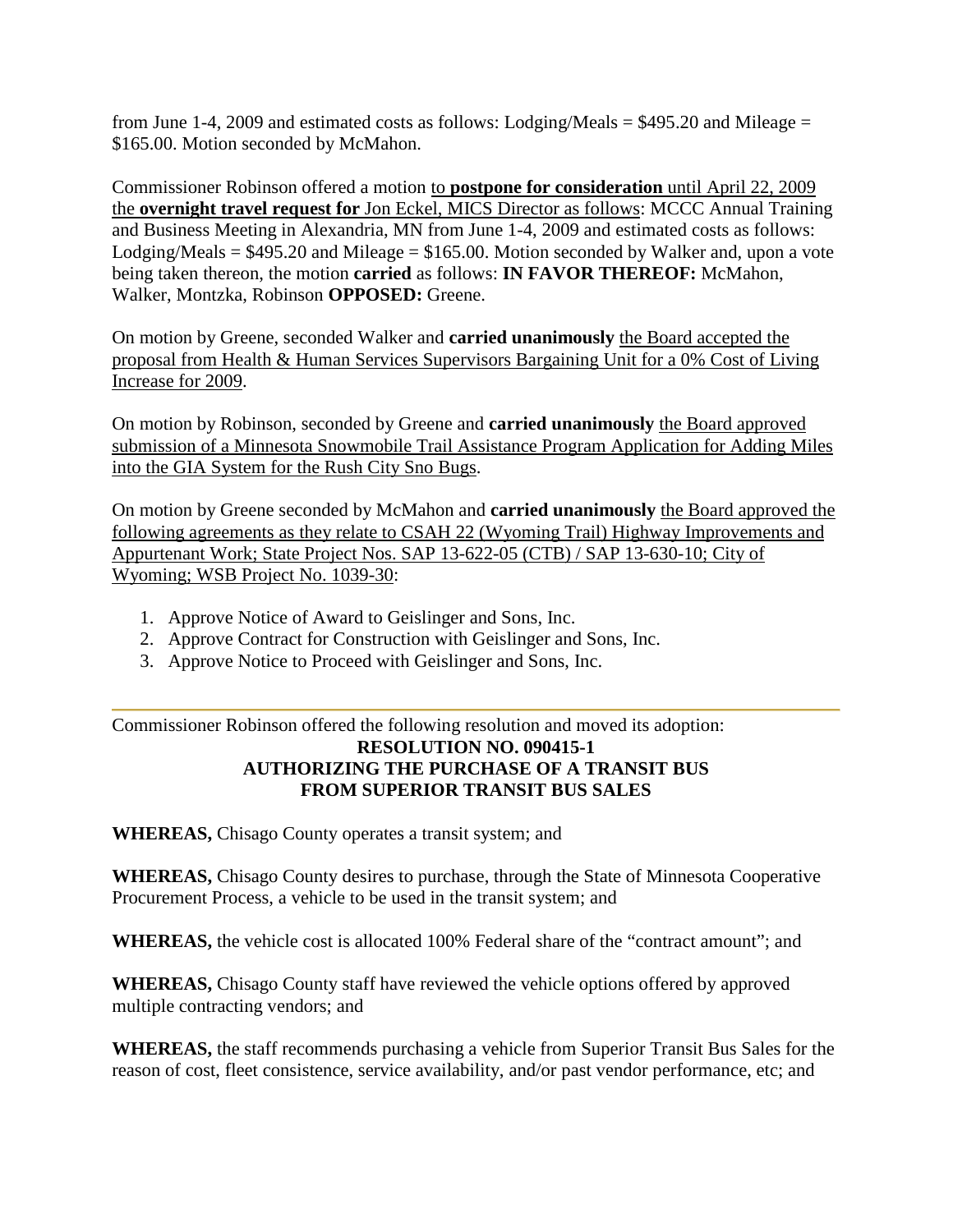from June 1-4, 2009 and estimated costs as follows: Lodging/Meals = $495.20 and Mileage = $165.00. Motion seconded by McMahon.

Commissioner Robinson offered a motion to **postpone for consideration** until April 22, 2009 the **overnight travel request for** Jon Eckel, MICS Director as follows: MCCC Annual Training and Business Meeting in Alexandria, MN from June 1-4, 2009 and estimated costs as follows: Lodging/Meals = $495.20 and Mileage = $165.00. Motion seconded by Walker and, upon a vote being taken thereon, the motion **carried** as follows: **IN FAVOR THEREOF:** McMahon, Walker, Montzka, Robinson **OPPOSED:** Greene.

On motion by Greene, seconded Walker and **carried unanimously** the Board accepted the proposal from Health & Human Services Supervisors Bargaining Unit for a 0% Cost of Living Increase for 2009.

On motion by Robinson, seconded by Greene and **carried unanimously** the Board approved submission of a Minnesota Snowmobile Trail Assistance Program Application for Adding Miles into the GIA System for the Rush City Sno Bugs.

On motion by Greene seconded by McMahon and **carried unanimously** the Board approved the following agreements as they relate to CSAH 22 (Wyoming Trail) Highway Improvements and Appurtenant Work; State Project Nos. SAP 13-622-05 (CTB) / SAP 13-630-10; City of Wyoming; WSB Project No. 1039-30:

1. Approve Notice of Award to Geislinger and Sons, Inc.
2. Approve Contract for Construction with Geislinger and Sons, Inc.
3. Approve Notice to Proceed with Geislinger and Sons, Inc.

---

Commissioner Robinson offered the following resolution and moved its adoption:

**RESOLUTION NO. 090415-1**
**AUTHORIZING THE PURCHASE OF A TRANSIT BUS FROM SUPERIOR TRANSIT BUS SALES**

**WHEREAS,** Chisago County operates a transit system; and

**WHEREAS,** Chisago County desires to purchase, through the State of Minnesota Cooperative Procurement Process, a vehicle to be used in the transit system; and

**WHEREAS,** the vehicle cost is allocated 100% Federal share of the "contract amount"; and

**WHEREAS,** Chisago County staff have reviewed the vehicle options offered by approved multiple contracting vendors; and

**WHEREAS,** the staff recommends purchasing a vehicle from Superior Transit Bus Sales for the reason of cost, fleet consistence, service availability, and/or past vendor performance, etc; and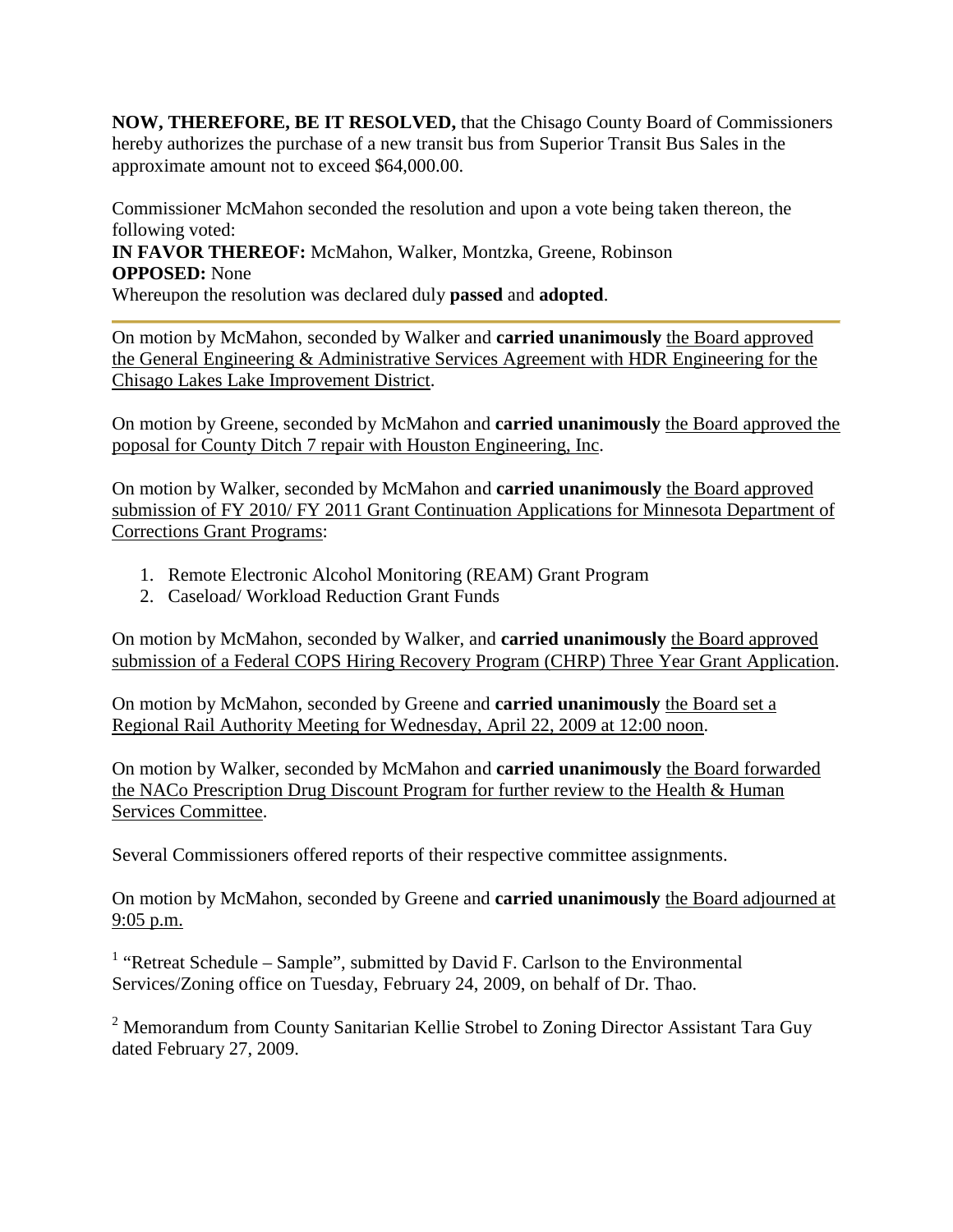**NOW, THEREFORE, BE IT RESOLVED,** that the Chisago County Board of Commissioners hereby authorizes the purchase of a new transit bus from Superior Transit Bus Sales in the approximate amount not to exceed $64,000.00.

Commissioner McMahon seconded the resolution and upon a vote being taken thereon, the following voted:
**IN FAVOR THEREOF:** McMahon, Walker, Montzka, Greene, Robinson
**OPPOSED:** None
Whereupon the resolution was declared duly **passed** and **adopted**.

---

On motion by McMahon, seconded by Walker and **carried unanimously** the Board approved the General Engineering & Administrative Services Agreement with HDR Engineering for the Chisago Lakes Lake Improvement District.

On motion by Greene, seconded by McMahon and **carried unanimously** the Board approved the poposal for County Ditch 7 repair with Houston Engineering, Inc.

On motion by Walker, seconded by McMahon and **carried unanimously** the Board approved submission of FY 2010/ FY 2011 Grant Continuation Applications for Minnesota Department of Corrections Grant Programs:

1. Remote Electronic Alcohol Monitoring (REAM) Grant Program
2. Caseload/ Workload Reduction Grant Funds

On motion by McMahon, seconded by Walker, and **carried unanimously** the Board approved submission of a Federal COPS Hiring Recovery Program (CHRP) Three Year Grant Application.

On motion by McMahon, seconded by Greene and **carried unanimously** the Board set a Regional Rail Authority Meeting for Wednesday, April 22, 2009 at 12:00 noon.

On motion by Walker, seconded by McMahon and **carried unanimously** the Board forwarded the NACo Prescription Drug Discount Program for further review to the Health & Human Services Committee.

Several Commissioners offered reports of their respective committee assignments.

On motion by McMahon, seconded by Greene and **carried unanimously** the Board adjourned at 9:05 p.m.

[1] "Retreat Schedule – Sample", submitted by David F. Carlson to the Environmental Services/Zoning office on Tuesday, February 24, 2009, on behalf of Dr. Thao.

[2] Memorandum from County Sanitarian Kellie Strobel to Zoning Director Assistant Tara Guy dated February 27, 2009.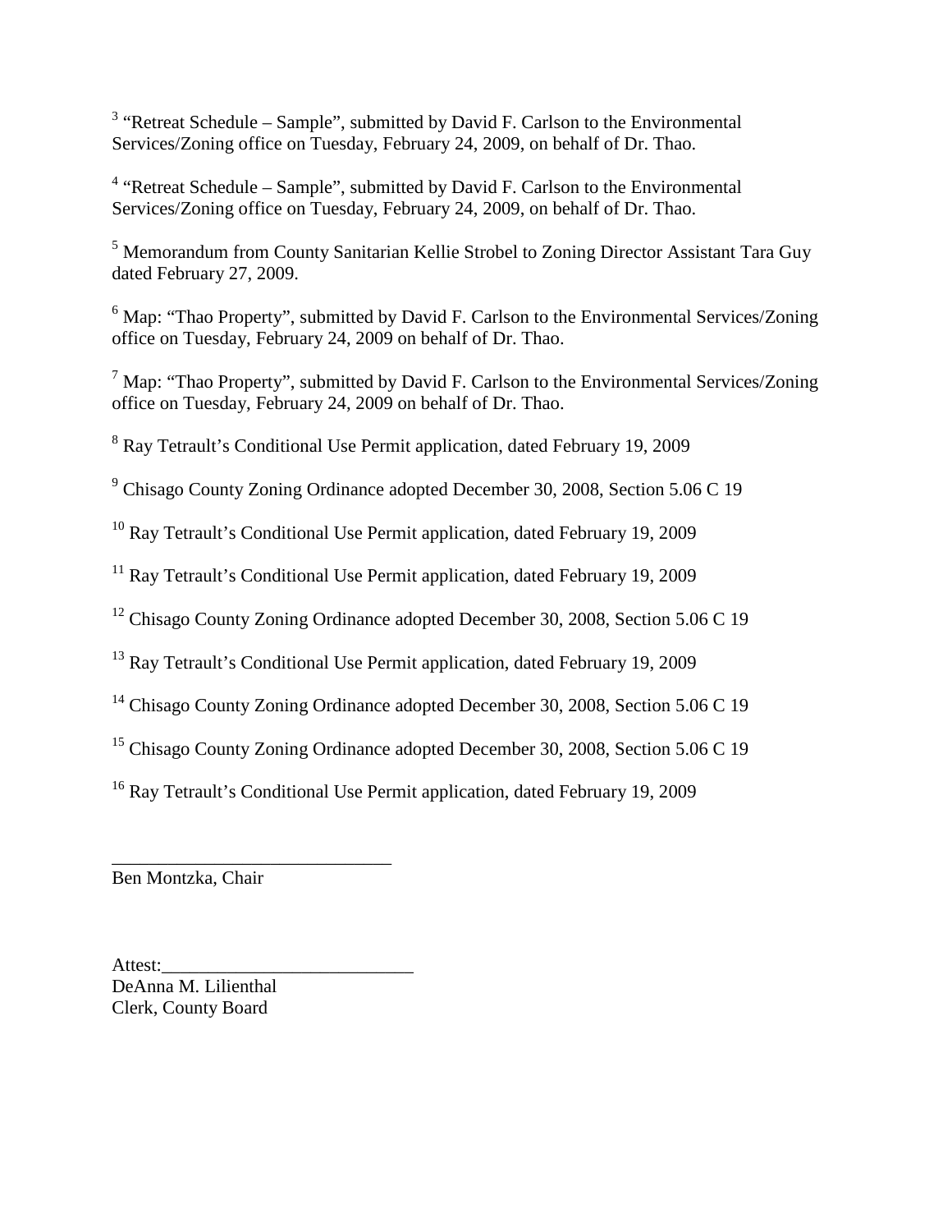[3] "Retreat Schedule – Sample", submitted by David F. Carlson to the Environmental Services/Zoning office on Tuesday, February 24, 2009, on behalf of Dr. Thao.

[4] "Retreat Schedule – Sample", submitted by David F. Carlson to the Environmental Services/Zoning office on Tuesday, February 24, 2009, on behalf of Dr. Thao.

[5] Memorandum from County Sanitarian Kellie Strobel to Zoning Director Assistant Tara Guy dated February 27, 2009.

[6] Map: "Thao Property", submitted by David F. Carlson to the Environmental Services/Zoning office on Tuesday, February 24, 2009 on behalf of Dr. Thao.

[7] Map: "Thao Property", submitted by David F. Carlson to the Environmental Services/Zoning office on Tuesday, February 24, 2009 on behalf of Dr. Thao.

[8] Ray Tetrault's Conditional Use Permit application, dated February 19, 2009

[9] Chisago County Zoning Ordinance adopted December 30, 2008, Section 5.06 C 19

[10] Ray Tetrault's Conditional Use Permit application, dated February 19, 2009

[11] Ray Tetrault's Conditional Use Permit application, dated February 19, 2009

[12] Chisago County Zoning Ordinance adopted December 30, 2008, Section 5.06 C 19

[13] Ray Tetrault's Conditional Use Permit application, dated February 19, 2009

[14] Chisago County Zoning Ordinance adopted December 30, 2008, Section 5.06 C 19

[15] Chisago County Zoning Ordinance adopted December 30, 2008, Section 5.06 C 19

[16] Ray Tetrault's Conditional Use Permit application, dated February 19, 2009

______________________________
Ben Montzka, Chair

Attest:__________________________
DeAnna M. Lilienthal
Clerk, County Board